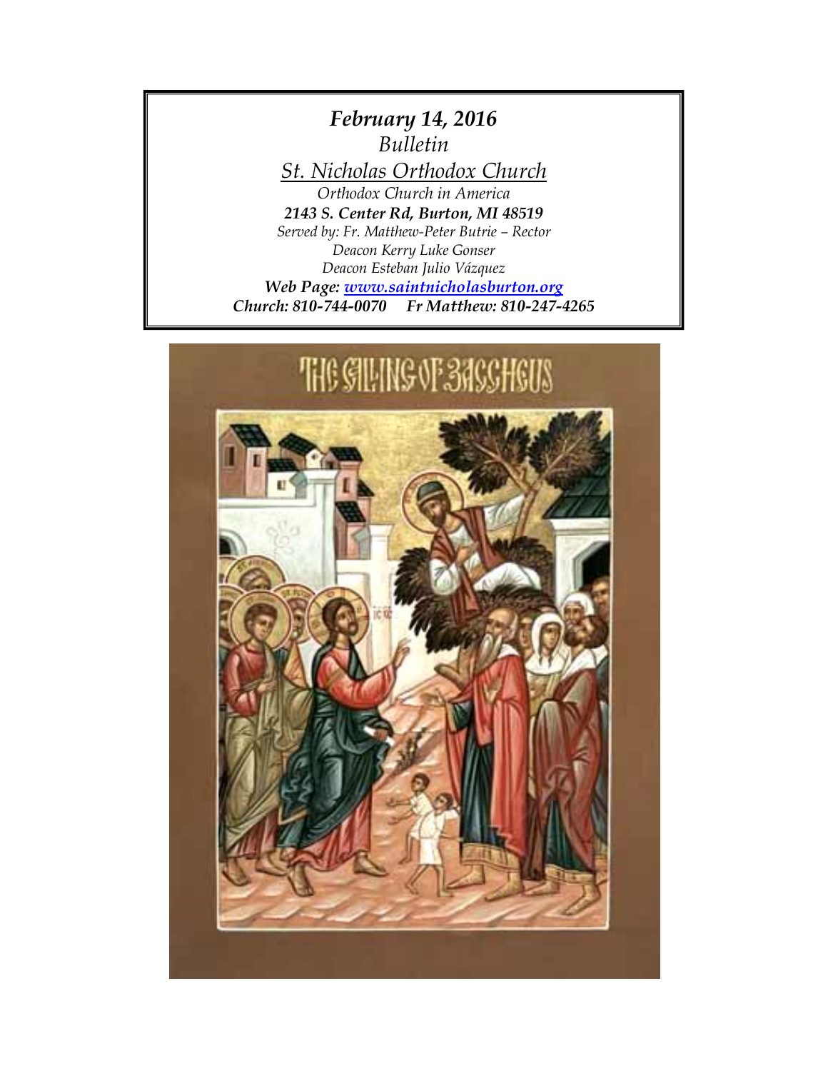***February 14, 2016***

*Bulletin*

*St. Nicholas Orthodox Church*

*Orthodox Church in America*

***2143 S. Center Rd, Burton, MI 48519***

*Served by: Fr. Matthew-Peter Butrie – Rector*

*Deacon Kerry Luke Gonser*

*Deacon Esteban Julio Vázquez*

***Web Page: www.saintnicholasburton.org***

***Church: 810-744-0070     Fr Matthew: 810-247-4265***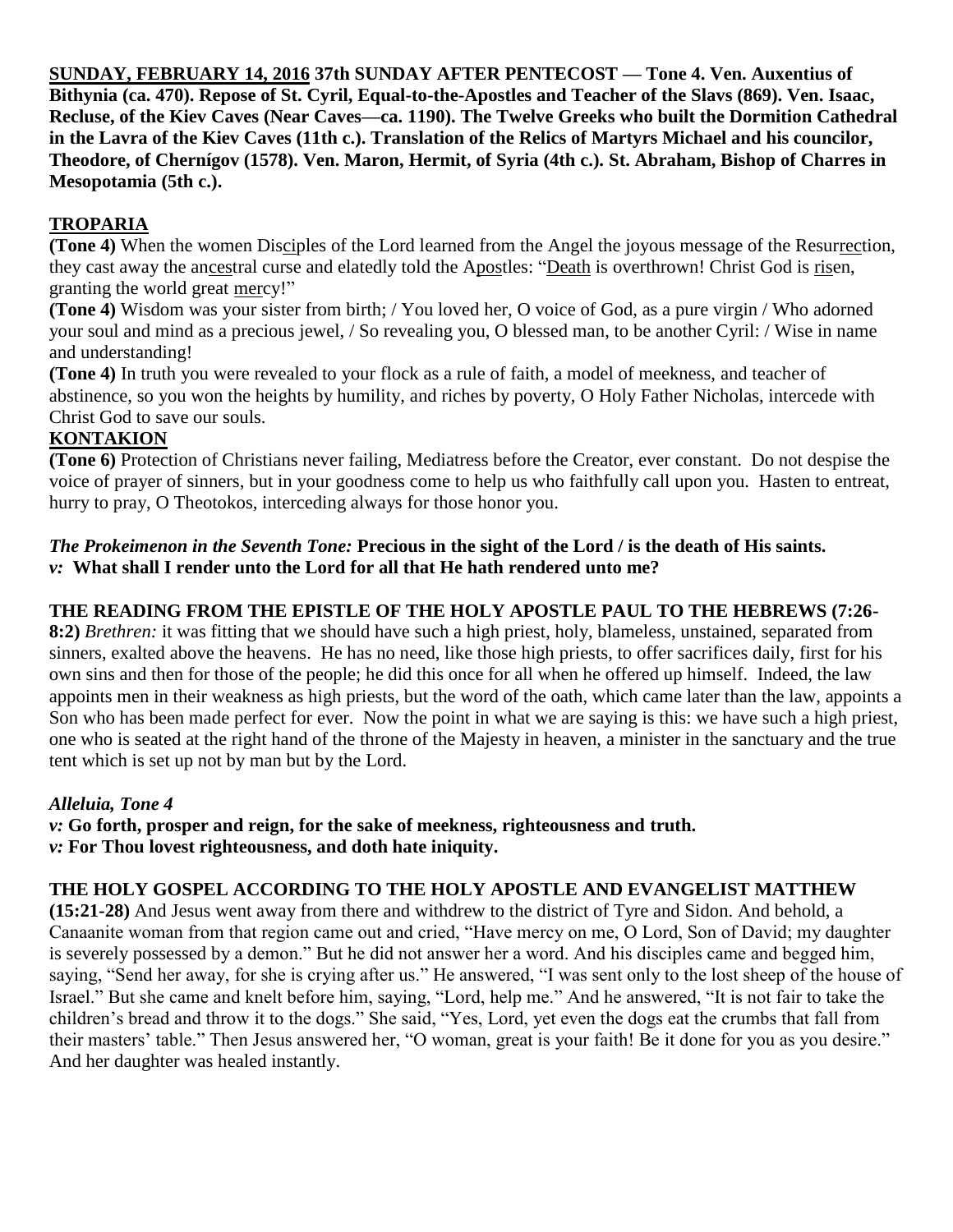**SUNDAY, FEBRUARY 14, 2016 37th SUNDAY AFTER PENTECOST — Tone 4. Ven. Auxentius of Bithynia (ca. 470). Repose of St. Cyril, Equal-to-the-Apostles and Teacher of the Slavs (869). Ven. Isaac, Recluse, of the Kiev Caves (Near Caves—ca. 1190). The Twelve Greeks who built the Dormition Cathedral in the Lavra of the Kiev Caves (11th c.). Translation of the Relics of Martyrs Michael and his councilor, Theodore, of Chernígov (1578). Ven. Maron, Hermit, of Syria (4th c.). St. Abraham, Bishop of Charres in Mesopotamia (5th c.).**

## TROPARIA

**(Tone 4)** When the women Disciples of the Lord learned from the Angel the joyous message of the Resurrection, they cast away the ancestral curse and elatedly told the Apostles: "Death is overthrown! Christ God is risen, granting the world great mercy!"

**(Tone 4)** Wisdom was your sister from birth; / You loved her, O voice of God, as a pure virgin / Who adorned your soul and mind as a precious jewel, / So revealing you, O blessed man, to be another Cyril: / Wise in name and understanding!

**(Tone 4)** In truth you were revealed to your flock as a rule of faith, a model of meekness, and teacher of abstinence, so you won the heights by humility, and riches by poverty, O Holy Father Nicholas, intercede with Christ God to save our souls.

## KONTAKION

**(Tone 6)** Protection of Christians never failing, Mediatress before the Creator, ever constant. Do not despise the voice of prayer of sinners, but in your goodness come to help us who faithfully call upon you. Hasten to entreat, hurry to pray, O Theotokos, interceding always for those honor you.

***The Prokeimenon in the Seventh Tone:*** **Precious in the sight of the Lord / is the death of His saints.**
***v:*** **What shall I render unto the Lord for all that He hath rendered unto me?**

**THE READING FROM THE EPISTLE OF THE HOLY APOSTLE PAUL TO THE HEBREWS (7:26-8:2)** *Brethren:* it was fitting that we should have such a high priest, holy, blameless, unstained, separated from sinners, exalted above the heavens. He has no need, like those high priests, to offer sacrifices daily, first for his own sins and then for those of the people; he did this once for all when he offered up himself. Indeed, the law appoints men in their weakness as high priests, but the word of the oath, which came later than the law, appoints a Son who has been made perfect for ever. Now the point in what we are saying is this: we have such a high priest, one who is seated at the right hand of the throne of the Majesty in heaven, a minister in the sanctuary and the true tent which is set up not by man but by the Lord.

***Alleluia, Tone 4***
***v:*** **Go forth, prosper and reign, for the sake of meekness, righteousness and truth.**
***v:*** **For Thou lovest righteousness, and doth hate iniquity.**

**THE HOLY GOSPEL ACCORDING TO THE HOLY APOSTLE AND EVANGELIST MATTHEW (15:21-28)** And Jesus went away from there and withdrew to the district of Tyre and Sidon. And behold, a Canaanite woman from that region came out and cried, "Have mercy on me, O Lord, Son of David; my daughter is severely possessed by a demon." But he did not answer her a word. And his disciples came and begged him, saying, "Send her away, for she is crying after us." He answered, "I was sent only to the lost sheep of the house of Israel." But she came and knelt before him, saying, "Lord, help me." And he answered, "It is not fair to take the children's bread and throw it to the dogs." She said, "Yes, Lord, yet even the dogs eat the crumbs that fall from their masters' table." Then Jesus answered her, "O woman, great is your faith! Be it done for you as you desire." And her daughter was healed instantly.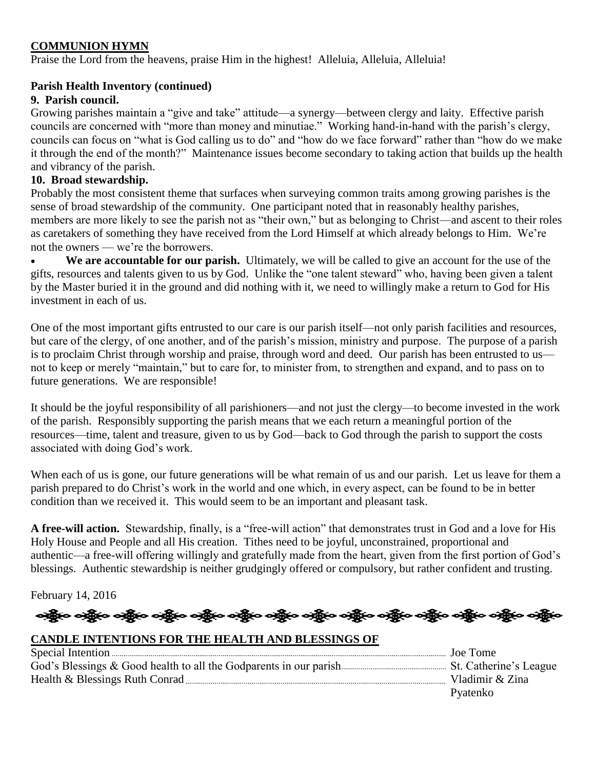**COMMUNION HYMN**

Praise the Lord from the heavens, praise Him in the highest! Alleluia, Alleluia, Alleluia!

**Parish Health Inventory (continued)**

**9. Parish council.**

Growing parishes maintain a "give and take" attitude—a synergy—between clergy and laity. Effective parish councils are concerned with "more than money and minutiae." Working hand-in-hand with the parish's clergy, councils can focus on "what is God calling us to do" and "how do we face forward" rather than "how do we make it through the end of the month?" Maintenance issues become secondary to taking action that builds up the health and vibrancy of the parish.

**10. Broad stewardship.**

Probably the most consistent theme that surfaces when surveying common traits among growing parishes is the sense of broad stewardship of the community. One participant noted that in reasonably healthy parishes, members are more likely to see the parish not as "their own," but as belonging to Christ—and ascent to their roles as caretakers of something they have received from the Lord Himself at which already belongs to Him. We're not the owners — we're the borrowers.

- **We are accountable for our parish.** Ultimately, we will be called to give an account for the use of the gifts, resources and talents given to us by God. Unlike the "one talent steward" who, having been given a talent by the Master buried it in the ground and did nothing with it, we need to willingly make a return to God for His investment in each of us.

One of the most important gifts entrusted to our care is our parish itself—not only parish facilities and resources, but care of the clergy, of one another, and of the parish's mission, ministry and purpose. The purpose of a parish is to proclaim Christ through worship and praise, through word and deed. Our parish has been entrusted to us—not to keep or merely "maintain," but to care for, to minister from, to strengthen and expand, and to pass on to future generations. We are responsible!

It should be the joyful responsibility of all parishioners—and not just the clergy—to become invested in the work of the parish. Responsibly supporting the parish means that we each return a meaningful portion of the resources—time, talent and treasure, given to us by God—back to God through the parish to support the costs associated with doing God's work.

When each of us is gone, our future generations will be what remain of us and our parish. Let us leave for them a parish prepared to do Christ's work in the world and one which, in every aspect, can be found to be in better condition than we received it. This would seem to be an important and pleasant task.

**A free-will action.** Stewardship, finally, is a "free-will action" that demonstrates trust in God and a love for His Holy House and People and all His creation. Tithes need to be joyful, unconstrained, proportional and authentic—a free-will offering willingly and gratefully made from the heart, given from the first portion of God's blessings. Authentic stewardship is neither grudgingly offered or compulsory, but rather confident and trusting.

February 14, 2016

**CANDLE INTENTIONS FOR THE HEALTH AND BLESSINGS OF**

| | |
|---|---|
| Special Intention | Joe Tome |
| God's Blessings & Good health to all the Godparents in our parish | St. Catherine's League |
| Health & Blessings Ruth Conrad | Vladimir & Zina Pyatenko |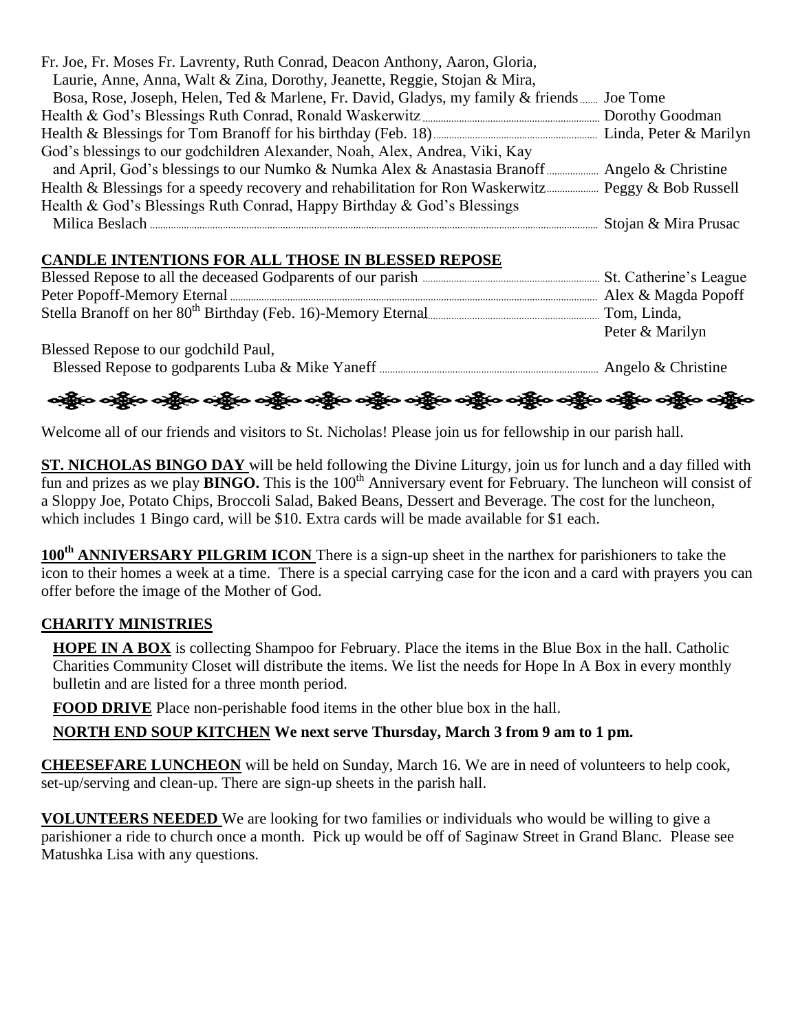Fr. Joe, Fr. Moses Fr. Lavrenty, Ruth Conrad, Deacon Anthony, Aaron, Gloria, Laurie, Anne, Anna, Walt & Zina, Dorothy, Jeanette, Reggie, Stojan & Mira, Bosa, Rose, Joseph, Helen, Ted & Marlene, Fr. David, Gladys, my family & friends ....... Joe Tome

Health & God's Blessings Ruth Conrad, Ronald Waskerwitz ....... Dorothy Goodman

Health & Blessings for Tom Branoff for his birthday (Feb. 18) ....... Linda, Peter & Marilyn

God's blessings to our godchildren Alexander, Noah, Alex, Andrea, Viki, Kay and April, God's blessings to our Numko & Numka Alex & Anastasia Branoff ....... Angelo & Christine

Health & Blessings for a speedy recovery and rehabilitation for Ron Waskerwitz ....... Peggy & Bob Russell

Health & God's Blessings Ruth Conrad, Happy Birthday & God's Blessings Milica Beslach ....... Stojan & Mira Prusac

## CANDLE INTENTIONS FOR ALL THOSE IN BLESSED REPOSE

Blessed Repose to all the deceased Godparents of our parish ....... St. Catherine's League

Peter Popoff-Memory Eternal ....... Alex & Magda Popoff

Stella Branoff on her 80th Birthday (Feb. 16)-Memory Eternal ....... Tom, Linda, Peter & Marilyn

Blessed Repose to our godchild Paul, Blessed Repose to godparents Luba & Mike Yaneff ....... Angelo & Christine

Welcome all of our friends and visitors to St. Nicholas! Please join us for fellowship in our parish hall.

**ST. NICHOLAS BINGO DAY** will be held following the Divine Liturgy, join us for lunch and a day filled with fun and prizes as we play **BINGO.** This is the 100th Anniversary event for February. The luncheon will consist of a Sloppy Joe, Potato Chips, Broccoli Salad, Baked Beans, Dessert and Beverage. The cost for the luncheon, which includes 1 Bingo card, will be $10. Extra cards will be made available for $1 each.

**100th ANNIVERSARY PILGRIM ICON** There is a sign-up sheet in the narthex for parishioners to take the icon to their homes a week at a time. There is a special carrying case for the icon and a card with prayers you can offer before the image of the Mother of God.

## CHARITY MINISTRIES

**HOPE IN A BOX** is collecting Shampoo for February. Place the items in the Blue Box in the hall. Catholic Charities Community Closet will distribute the items. We list the needs for Hope In A Box in every monthly bulletin and are listed for a three month period.

**FOOD DRIVE** Place non-perishable food items in the other blue box in the hall.

**NORTH END SOUP KITCHEN We next serve Thursday, March 3 from 9 am to 1 pm.**

**CHEESEFARE LUNCHEON** will be held on Sunday, March 16. We are in need of volunteers to help cook, set-up/serving and clean-up. There are sign-up sheets in the parish hall.

**VOLUNTEERS NEEDED** We are looking for two families or individuals who would be willing to give a parishioner a ride to church once a month. Pick up would be off of Saginaw Street in Grand Blanc. Please see Matushka Lisa with any questions.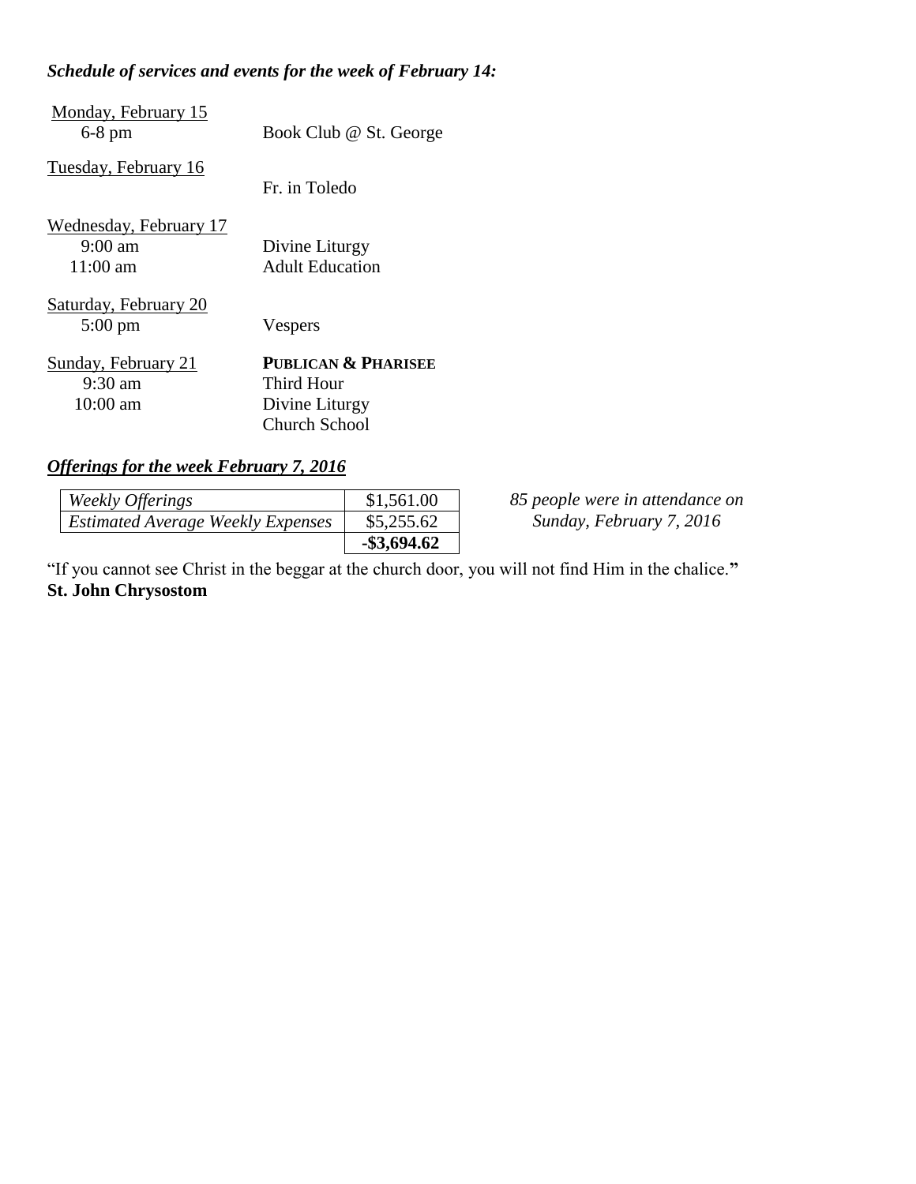***Schedule of services and events for the week of February 14:***

| | |
|---|---|
| Monday, February 15 | |
| 6-8 pm | Book Club @ St. George |
| Tuesday, February 16 | |
| | Fr. in Toledo |
| Wednesday, February 17 | |
| 9:00 am | Divine Liturgy |
| 11:00 am | Adult Education |
| Saturday, February 20 | |
| 5:00 pm | Vespers |
| Sunday, February 21 | **PUBLICAN & PHARISEE** |
| 9:30 am | Third Hour |
| 10:00 am | Divine Liturgy |
| | Church School |

***Offerings for the week February 7, 2016***

| | |
|---|---|
| *Weekly Offerings* | $1,561.00 |
| *Estimated Average Weekly Expenses* | $5,255.62 |
| | **-$3,694.62** |

*85 people were in attendance on Sunday, February 7, 2016*

"If you cannot see Christ in the beggar at the church door, you will not find Him in the chalice."
**St. John Chrysostom**